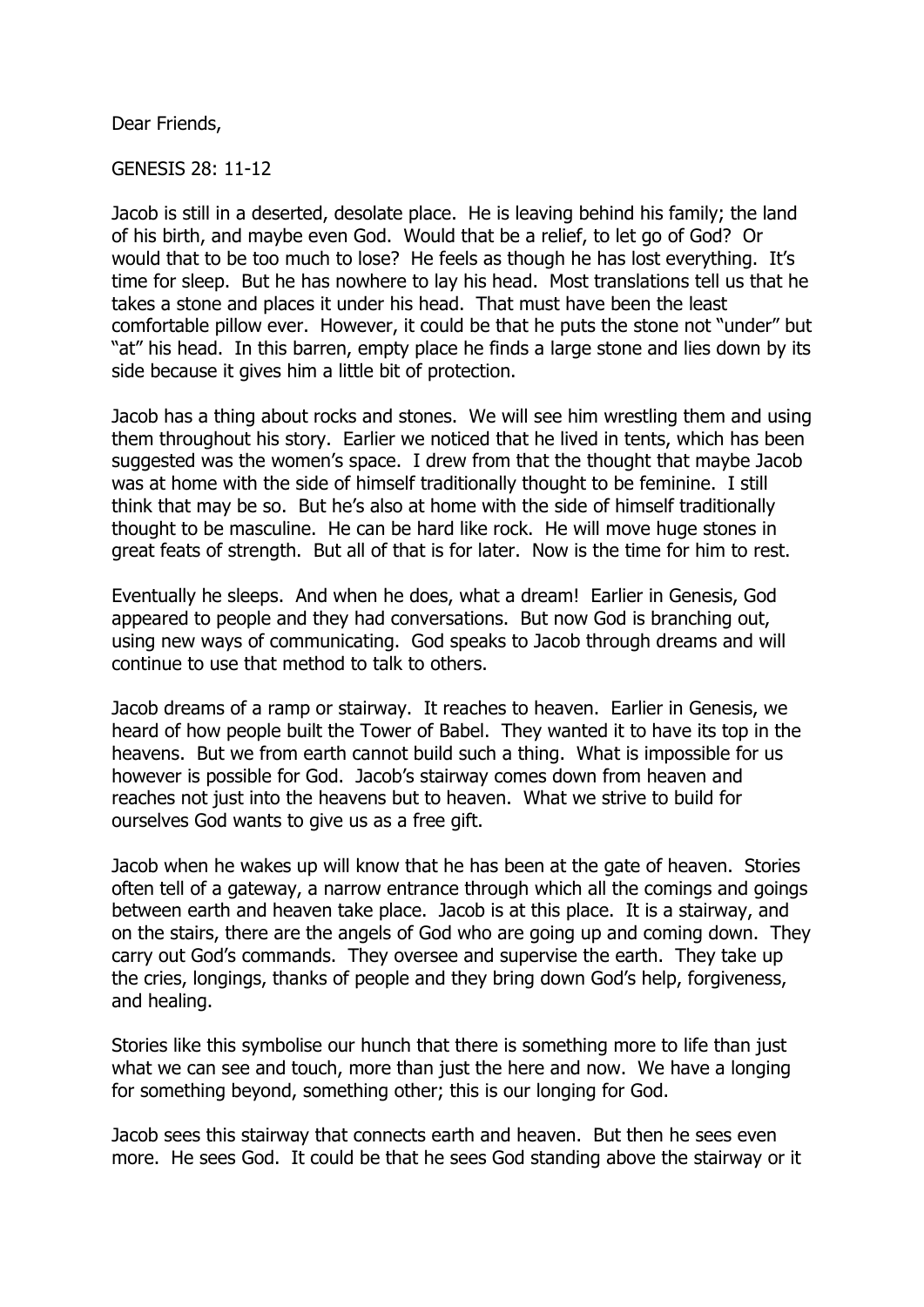Dear Friends,

GENESIS 28: 11-12

Jacob is still in a deserted, desolate place. He is leaving behind his family; the land of his birth, and maybe even God. Would that be a relief, to let go of God? Or would that to be too much to lose? He feels as though he has lost everything. It's time for sleep. But he has nowhere to lay his head. Most translations tell us that he takes a stone and places it under his head. That must have been the least comfortable pillow ever. However, it could be that he puts the stone not "under" but "at" his head. In this barren, empty place he finds a large stone and lies down by its side because it gives him a little bit of protection.

Jacob has a thing about rocks and stones. We will see him wrestling them and using them throughout his story. Earlier we noticed that he lived in tents, which has been suggested was the women's space. I drew from that the thought that maybe Jacob was at home with the side of himself traditionally thought to be feminine. I still think that may be so. But he's also at home with the side of himself traditionally thought to be masculine. He can be hard like rock. He will move huge stones in great feats of strength. But all of that is for later. Now is the time for him to rest.

Eventually he sleeps. And when he does, what a dream! Earlier in Genesis, God appeared to people and they had conversations. But now God is branching out, using new ways of communicating. God speaks to Jacob through dreams and will continue to use that method to talk to others.

Jacob dreams of a ramp or stairway. It reaches to heaven. Earlier in Genesis, we heard of how people built the Tower of Babel. They wanted it to have its top in the heavens. But we from earth cannot build such a thing. What is impossible for us however is possible for God. Jacob's stairway comes down from heaven and reaches not just into the heavens but to heaven. What we strive to build for ourselves God wants to give us as a free gift.

Jacob when he wakes up will know that he has been at the gate of heaven. Stories often tell of a gateway, a narrow entrance through which all the comings and goings between earth and heaven take place. Jacob is at this place. It is a stairway, and on the stairs, there are the angels of God who are going up and coming down. They carry out God's commands. They oversee and supervise the earth. They take up the cries, longings, thanks of people and they bring down God's help, forgiveness, and healing.

Stories like this symbolise our hunch that there is something more to life than just what we can see and touch, more than just the here and now. We have a longing for something beyond, something other; this is our longing for God.

Jacob sees this stairway that connects earth and heaven. But then he sees even more. He sees God. It could be that he sees God standing above the stairway or it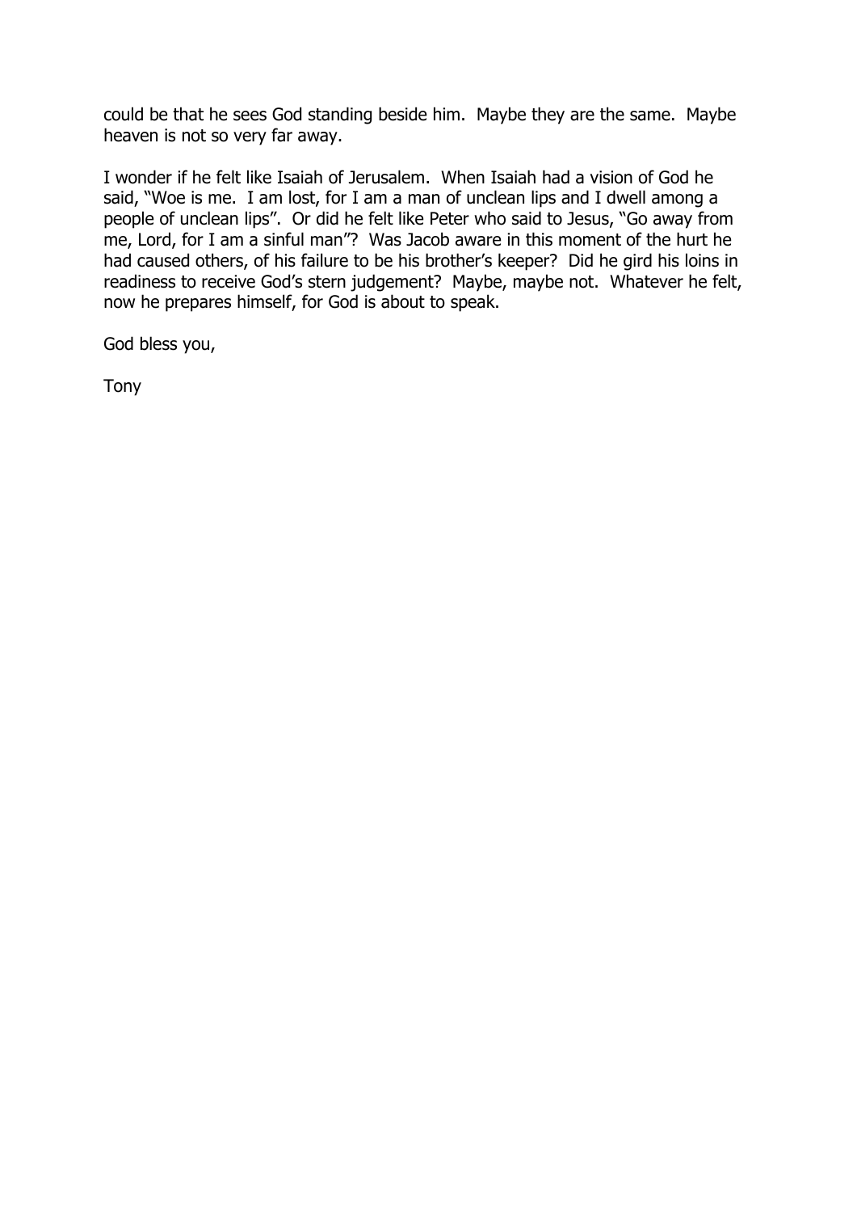could be that he sees God standing beside him. Maybe they are the same. Maybe heaven is not so very far away.

I wonder if he felt like Isaiah of Jerusalem. When Isaiah had a vision of God he said, "Woe is me. I am lost, for I am a man of unclean lips and I dwell among a people of unclean lips". Or did he felt like Peter who said to Jesus, "Go away from me, Lord, for I am a sinful man"? Was Jacob aware in this moment of the hurt he had caused others, of his failure to be his brother's keeper? Did he gird his loins in readiness to receive God's stern judgement? Maybe, maybe not. Whatever he felt, now he prepares himself, for God is about to speak.

God bless you,

Tony